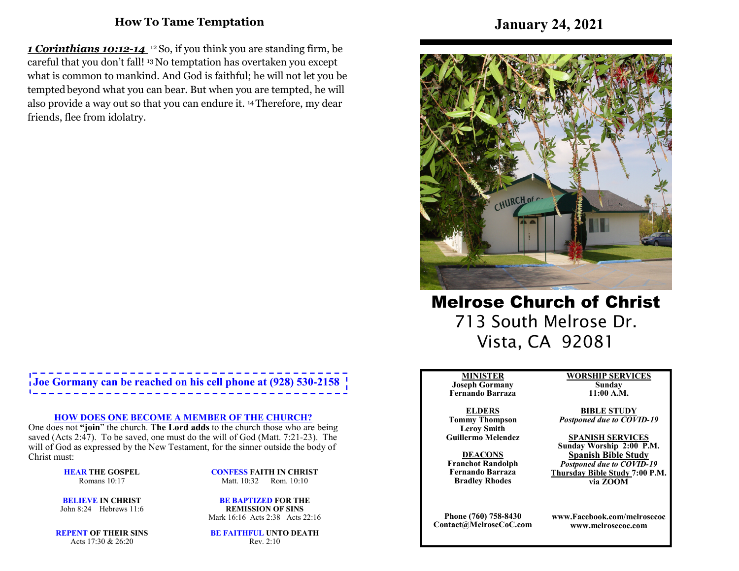## How To Tame Temptation

***1 Corinthians 10:12-14*** [12] So, if you think you are standing firm, be careful that you don't fall! [13] No temptation has overtaken you except what is common to mankind. And God is faithful; he will not let you be tempted beyond what you can bear. But when you are tempted, he will also provide a way out so that you can endure it. [14] Therefore, my dear friends, flee from idolatry.

**Joe Gormany can be reached on his cell phone at (928) 530-2158**

**HOW DOES ONE BECOME A MEMBER OF THE CHURCH?**

One does not **"join"** the church. **The Lord adds** to the church those who are being saved (Acts 2:47). To be saved, one must do the will of God (Matt. 7:21-23). The will of God as expressed by the New Testament, for the sinner outside the body of Christ must:

**HEAR THE GOSPEL**
Romans 10:17

**BELIEVE IN CHRIST**
John 8:24 Hebrews 11:6

**REPENT OF THEIR SINS**
Acts 17:30 & 26:20

**CONFESS FAITH IN CHRIST**
Matt. 10:32 Rom. 10:10

**BE BAPTIZED FOR THE REMISSION OF SINS**
Mark 16:16 Acts 2:38 Acts 22:16

**BE FAITHFUL UNTO DEATH**
Rev. 2:10

# January 24, 2021

# Melrose Church of Christ

713 South Melrose Dr.
Vista, CA 92081

**MINISTER**
**Joseph Gormany**
**Fernando Barraza**

**ELDERS**
**Tommy Thompson**
**Leroy Smith**
**Guillermo Melendez**

**DEACONS**
**Franchot Randolph**
**Fernando Barraza**
**Bradley Rhodes**

**WORSHIP SERVICES**
**Sunday**
**11:00 A.M.**

**BIBLE STUDY**
*Postponed due to COVID-19*

**SPANISH SERVICES**
**Sunday Worship 2:00 P.M.**
**Spanish Bible Study**
*Postponed due to COVID-19*
**Thursday Bible Study 7:00 P.M. via ZOOM**

**Phone (760) 758-8430**
**Contact@MelroseCoC.com**

**www.Facebook.com/melrosecoc**
**www.melrosecoc.com**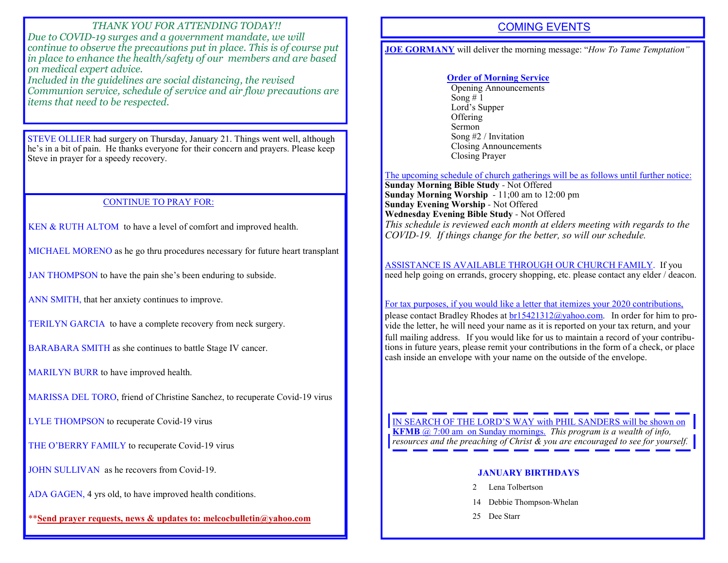*THANK YOU FOR ATTENDING TODAY!!*

*Due to COVID-19 surges and a government mandate, we will continue to observe the precautions put in place. This is of course put in place to enhance the health/safety of our members and are based on medical expert advice.*

*Included in the guidelines are social distancing, the revised Communion service, schedule of service and air flow precautions are items that need to be respected.*

STEVE OLLIER had surgery on Thursday, January 21. Things went well, although he's in a bit of pain. He thanks everyone for their concern and prayers. Please keep Steve in prayer for a speedy recovery.

## CONTINUE TO PRAY FOR:

KEN & RUTH ALTOM to have a level of comfort and improved health.

MICHAEL MORENO as he go thru procedures necessary for future heart transplant

JAN THOMPSON to have the pain she's been enduring to subside.

ANN SMITH, that her anxiety continues to improve.

TERILYN GARCIA to have a complete recovery from neck surgery.

BARABARA SMITH as she continues to battle Stage IV cancer.

MARILYN BURR to have improved health.

MARISSA DEL TORO, friend of Christine Sanchez, to recuperate Covid-19 virus

LYLE THOMPSON to recuperate Covid-19 virus

THE O'BERRY FAMILY to recuperate Covid-19 virus

JOHN SULLIVAN as he recovers from Covid-19.

ADA GAGEN, 4 yrs old, to have improved health conditions.

**\*\*Send prayer requests, news & updates to: melcocbulletin@yahoo.com**

## COMING EVENTS

**JOE GORMANY** will deliver the morning message: "*How To Tame Temptation"*

**Order of Morning Service**

- Opening Announcements
- Song # 1
- Lord's Supper
- Offering
- Sermon
- Song #2 / Invitation
- Closing Announcements
- Closing Prayer

The upcoming schedule of church gatherings will be as follows until further notice:

**Sunday Morning Bible Study** - Not Offered
**Sunday Morning Worship** - 11;00 am to 12:00 pm
**Sunday Evening Worship** - Not Offered
**Wednesday Evening Bible Study** - Not Offered

*This schedule is reviewed each month at elders meeting with regards to the COVID-19. If things change for the better, so will our schedule.*

ASSISTANCE IS AVAILABLE THROUGH OUR CHURCH FAMILY. If you need help going on errands, grocery shopping, etc. please contact any elder / deacon.

For tax purposes, if you would like a letter that itemizes your 2020 contributions, please contact Bradley Rhodes at br15421312@yahoo.com. In order for him to provide the letter, he will need your name as it is reported on your tax return, and your full mailing address. If you would like for us to maintain a record of your contributions in future years, please remit your contributions in the form of a check, or place cash inside an envelope with your name on the outside of the envelope.

IN SEARCH OF THE LORD'S WAY with PHIL SANDERS will be shown on **KFMB** @ 7:00 am on Sunday mornings. *This program is a wealth of info, resources and the preaching of Christ & you are encouraged to see for yourself.*

**JANUARY BIRTHDAYS**

2 Lena Tolbertson

14 Debbie Thompson-Whelan

25 Dee Starr